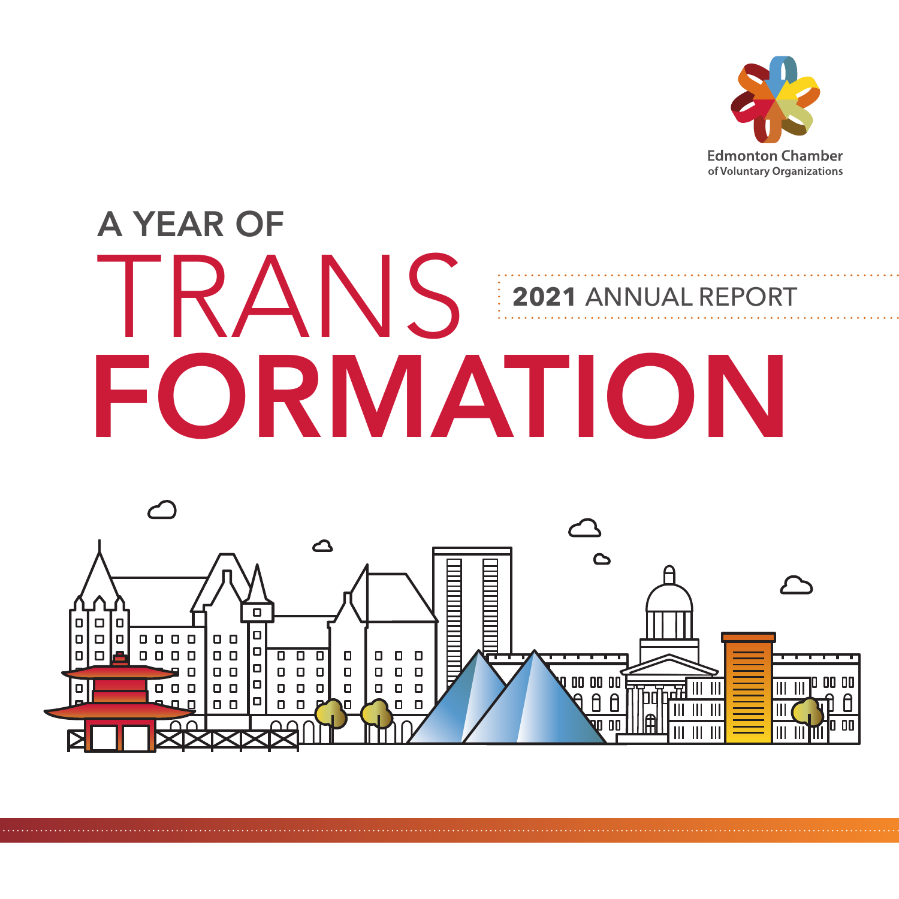Edmonton Chamber of Voluntary Organizations

# A YEAR OF TRANSFORMATION

**2021** ANNUAL REPORT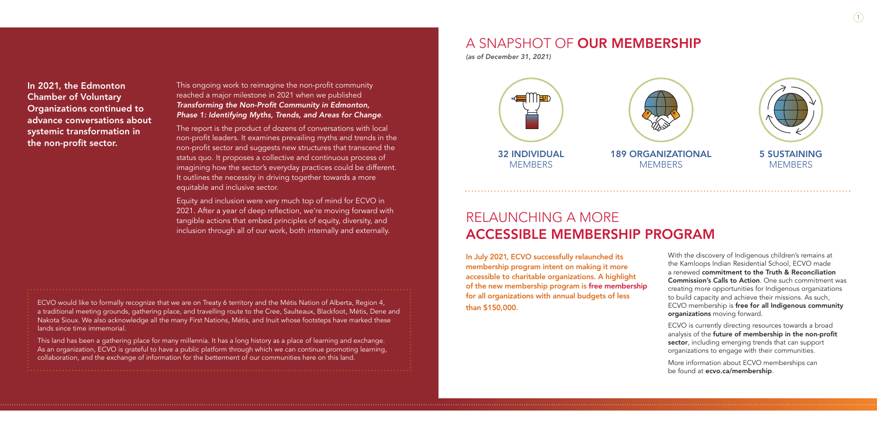**In 2021, the Edmonton Chamber of Voluntary Organizations continued to advance conversations about systemic transformation in the non-profit sector.**

This ongoing work to reimagine the non-profit community reached a major milestone in 2021 when we published ***Transforming the Non-Profit Community in Edmonton, Phase 1: Identifying Myths, Trends, and Areas for Change***.

The report is the product of dozens of conversations with local non-profit leaders. It examines prevailing myths and trends in the non-profit sector and suggests new structures that transcend the status quo. It proposes a collective and continuous process of imagining how the sector's everyday practices could be different. It outlines the necessity in driving together towards a more equitable and inclusive sector.

Equity and inclusion were very much top of mind for ECVO in 2021. After a year of deep reflection, we're moving forward with tangible actions that embed principles of equity, diversity, and inclusion through all of our work, both internally and externally.

ECVO would like to formally recognize that we are on Treaty 6 territory and the Métis Nation of Alberta, Region 4, a traditional meeting grounds, gathering place, and travelling route to the Cree, Saulteaux, Blackfoot, Métis, Dene and Nakota Sioux. We also acknowledge all the many First Nations, Métis, and Inuit whose footsteps have marked these lands since time immemorial.

This land has been a gathering place for many millennia. It has a long history as a place of learning and exchange. As an organization, ECVO is grateful to have a public platform through which we can continue promoting learning, collaboration, and the exchange of information for the betterment of our communities here on this land.

# A SNAPSHOT OF **OUR MEMBERSHIP**

*(as of December 31, 2021)*

**32 INDIVIDUAL** MEMBERS

**189 ORGANIZATIONAL** MEMBERS

**5 SUSTAINING** MEMBERS

# RELAUNCHING A MORE **ACCESSIBLE MEMBERSHIP PROGRAM**

**In July 2021, ECVO successfully relaunched its membership program intent on making it more accessible to charitable organizations. A highlight of the new membership program is free membership for all organizations with annual budgets of less than $150,000.**

With the discovery of Indigenous children's remains at the Kamloops Indian Residential School, ECVO made a renewed **commitment to the Truth & Reconciliation Commission's Calls to Action**. One such commitment was creating more opportunities for Indigenous organizations to build capacity and achieve their missions. As such, ECVO membership is **free for all Indigenous community organizations** moving forward.

ECVO is currently directing resources towards a broad analysis of the **future of membership in the non-profit sector**, including emerging trends that can support organizations to engage with their communities.

More information about ECVO memberships can be found at **ecvo.ca/membership**.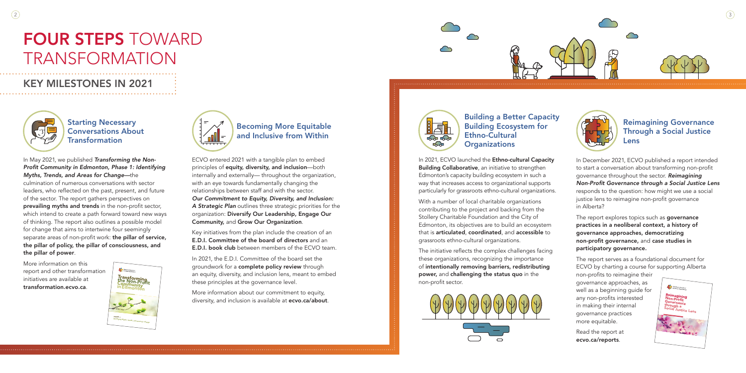# FOUR STEPS TOWARD TRANSFORMATION

## KEY MILESTONES IN 2021

### Starting Necessary Conversations About Transformation

In May 2021, we published ***Transforming the Non-Profit Community in Edmonton, Phase 1: Identifying Myths, Trends, and Areas for Change***—the culmination of numerous conversations with sector leaders, who reflected on the past, present, and future of the sector. The report gathers perspectives on **prevailing myths and trends** in the non-profit sector, which intend to create a path forward toward new ways of thinking. The report also outlines a possible model for change that aims to intertwine four seemingly separate areas of non-profit work: **the pillar of service, the pillar of policy, the pillar of consciousness, and the pillar of power**.

More information on this report and other transformation initiatives are available at **transformation.ecvo.ca**.

### Becoming More Equitable and Inclusive from Within

ECVO entered 2021 with a tangible plan to embed principles of **equity, diversity, and inclusion**—both internally and externally— throughout the organization, with an eye towards fundamentally changing the relationships between staff and with the sector. ***Our Commitment to Equity, Diversity, and Inclusion: A Strategic Plan*** outlines three strategic priorities for the organization: **Diversify Our Leadership, Engage Our Community,** and **Grow Our Organization**.

Key initiatives from the plan include the creation of an **E.D.I. Committee of the board of directors** and an **E.D.I. book club** between members of the ECVO team.

In 2021, the E.D.I. Committee of the board set the groundwork for a **complete policy review** through an equity, diversity, and inclusion lens, meant to embed these principles at the governance level.

More information about our commitment to equity, diversity, and inclusion is available at **ecvo.ca/about**.

### Building a Better Capacity Building Ecosystem for Ethno-Cultural Organizations

In 2021, ECVO launched the **Ethno-cultural Capacity Building Collaborative**, an initiative to strengthen Edmonton's capacity building ecosystem in such a way that increases access to organizational supports particularly for grassroots ethno-cultural organizations.

With a number of local charitable organizations contributing to the project and backing from the Stollery Charitable Foundation and the City of Edmonton, its objectives are to build an ecosystem that is **articulated**, **coordinated**, and **accessible** to grassroots ethno-cultural organizations.

The initiative reflects the complex challenges facing these organizations, recognizing the importance of **intentionally removing barriers, redistributing power,** and **challenging the status quo** in the non-profit sector.

### Reimagining Governance Through a Social Justice Lens

In December 2021, ECVO published a report intended to start a conversation about transforming non-profit governance throughout the sector. ***Reimagining Non-Profit Governance through a Social Justice Lens*** responds to the question: how might we use a social justice lens to reimagine non-profit governance in Alberta?

The report explores topics such as **governance practices in a neoliberal context, a history of governance approaches, democratizing non-profit governance,** and **case studies in participatory governance.**

The report serves as a foundational document for ECVO by charting a course for supporting Alberta non-profits to reimagine their governance approaches, as well as a beginning guide for any non-profits interested in making their internal governance practices more equitable.

Read the report at **ecvo.ca/reports**.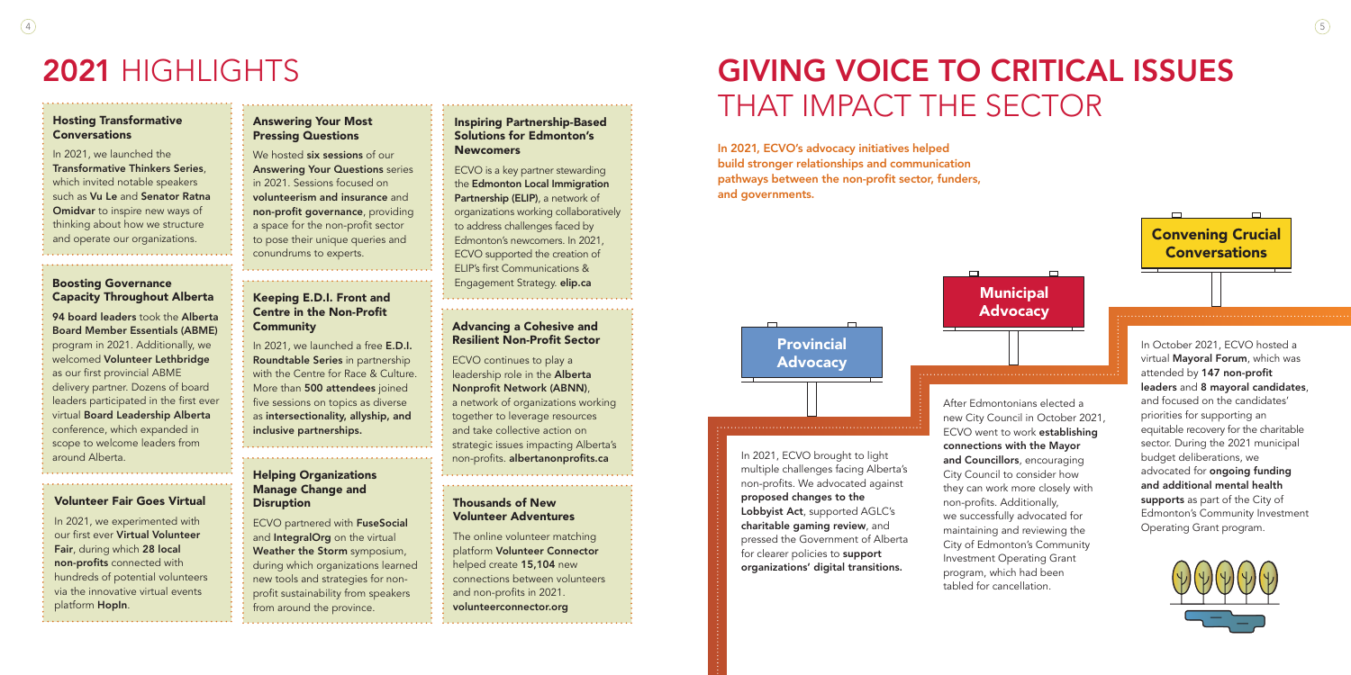# 2021 HIGHLIGHTS

### Hosting Transformative Conversations

In 2021, we launched the **Transformative Thinkers Series**, which invited notable speakers such as **Vu Le** and **Senator Ratna Omidvar** to inspire new ways of thinking about how we structure and operate our organizations.

### Boosting Governance Capacity Throughout Alberta

**94 board leaders** took the **Alberta Board Member Essentials (ABME)** program in 2021. Additionally, we welcomed **Volunteer Lethbridge** as our first provincial ABME delivery partner. Dozens of board leaders participated in the first ever virtual **Board Leadership Alberta** conference, which expanded in scope to welcome leaders from around Alberta.

### Volunteer Fair Goes Virtual

In 2021, we experimented with our first ever **Virtual Volunteer Fair**, during which **28 local non-profits** connected with hundreds of potential volunteers via the innovative virtual events platform **HopIn**.

### Answering Your Most Pressing Questions

We hosted **six sessions** of our **Answering Your Questions** series in 2021. Sessions focused on **volunteerism and insurance** and **non-profit governance**, providing a space for the non-profit sector to pose their unique queries and conundrums to experts.

### Keeping E.D.I. Front and Centre in the Non-Profit Community

In 2021, we launched a free **E.D.I. Roundtable Series** in partnership with the Centre for Race & Culture. More than **500 attendees** joined five sessions on topics as diverse as **intersectionality, allyship, and inclusive partnerships.**

### Helping Organizations Manage Change and Disruption

ECVO partnered with **FuseSocial** and **IntegralOrg** on the virtual **Weather the Storm** symposium, during which organizations learned new tools and strategies for non-profit sustainability from speakers from around the province.

### Inspiring Partnership-Based Solutions for Edmonton's Newcomers

ECVO is a key partner stewarding the **Edmonton Local Immigration Partnership (ELIP)**, a network of organizations working collaboratively to address challenges faced by Edmonton's newcomers. In 2021, ECVO supported the creation of ELIP's first Communications & Engagement Strategy. **elip.ca**

### Advancing a Cohesive and Resilient Non-Profit Sector

ECVO continues to play a leadership role in the **Alberta Nonprofit Network (ABNN)**, a network of organizations working together to leverage resources and take collective action on strategic issues impacting Alberta's non-profits. **albertanonprofits.ca**

### Thousands of New Volunteer Adventures

The online volunteer matching platform **Volunteer Connector** helped create **15,104** new connections between volunteers and non-profits in 2021. **volunteerconnector.org**

# GIVING VOICE TO CRITICAL ISSUES THAT IMPACT THE SECTOR

**In 2021, ECVO's advocacy initiatives helped build stronger relationships and communication pathways between the non-profit sector, funders, and governments.**

### Provincial Advocacy

In 2021, ECVO brought to light multiple challenges facing Alberta's non-profits. We advocated against **proposed changes to the Lobbyist Act**, supported AGLC's **charitable gaming review**, and pressed the Government of Alberta for clearer policies to **support organizations' digital transitions.**

### Municipal Advocacy

After Edmontonians elected a new City Council in October 2021, ECVO went to work **establishing connections with the Mayor and Councillors**, encouraging City Council to consider how they can work more closely with non-profits. Additionally, we successfully advocated for maintaining and reviewing the City of Edmonton's Community Investment Operating Grant program, which had been tabled for cancellation.

### Convening Crucial Conversations

In October 2021, ECVO hosted a virtual **Mayoral Forum**, which was attended by **147 non-profit leaders** and **8 mayoral candidates**, and focused on the candidates' priorities for supporting an equitable recovery for the charitable sector. During the 2021 municipal budget deliberations, we advocated for **ongoing funding and additional mental health supports** as part of the City of Edmonton's Community Investment Operating Grant program.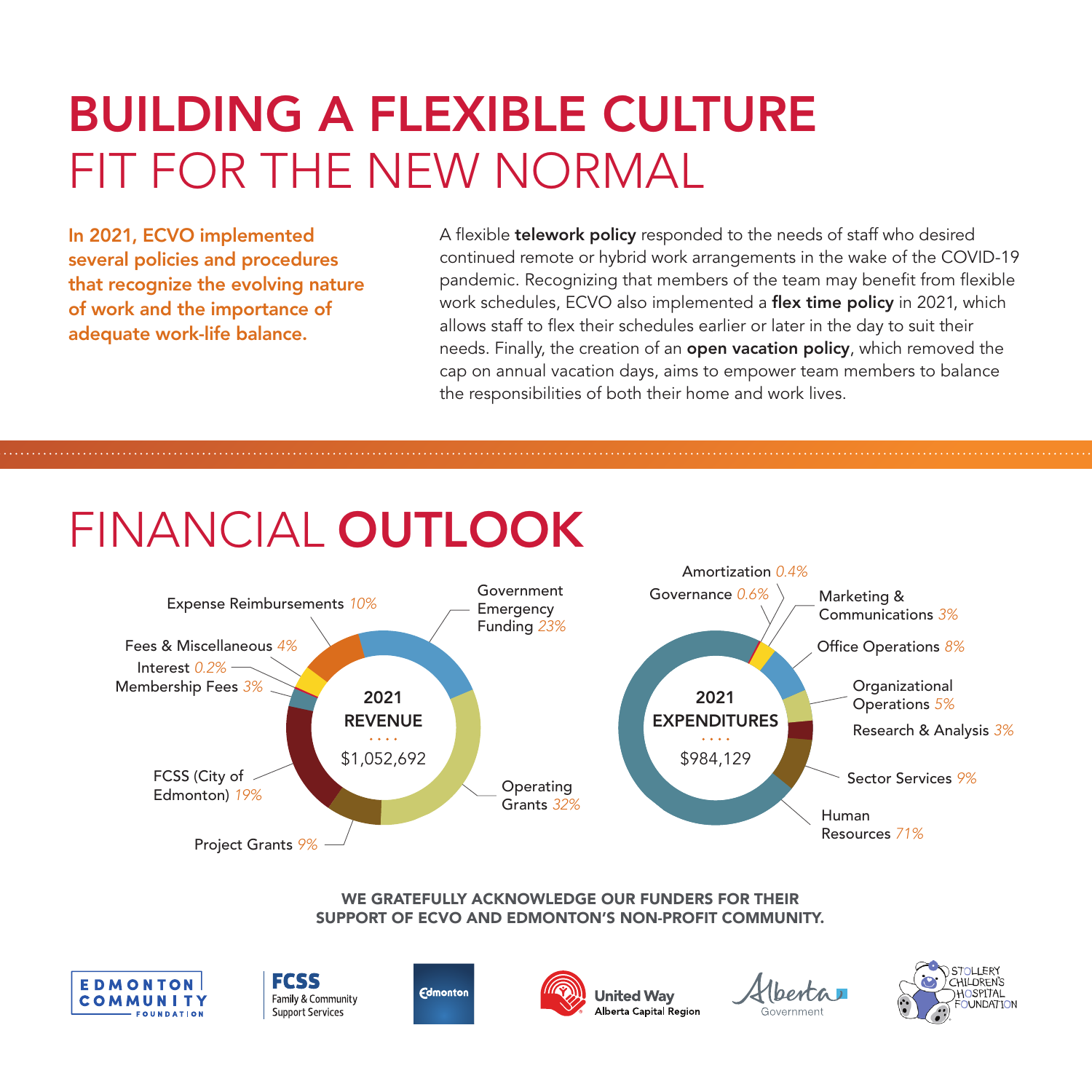# BUILDING A FLEXIBLE CULTURE FIT FOR THE NEW NORMAL

**In 2021, ECVO implemented several policies and procedures that recognize the evolving nature of work and the importance of adequate work-life balance.**

A flexible **telework policy** responded to the needs of staff who desired continued remote or hybrid work arrangements in the wake of the COVID-19 pandemic. Recognizing that members of the team may benefit from flexible work schedules, ECVO also implemented a **flex time policy** in 2021, which allows staff to flex their schedules earlier or later in the day to suit their needs. Finally, the creation of an **open vacation policy**, which removed the cap on annual vacation days, aims to empower team members to balance the responsibilities of both their home and work lives.

# FINANCIAL **OUTLOOK**

**2021 REVENUE**

$1,052,692

Government Emergency Funding 23%

Operating Grants 32%

Project Grants 9%

FCSS (City of Edmonton) 19%

Membership Fees 3%

Interest 0.2%

Fees & Miscellaneous 4%

Expense Reimbursements 10%

**2021 EXPENDITURES**

$984,129

Amortization 0.4%

Governance 0.6%

Marketing & Communications 3%

Office Operations 8%

Organizational Operations 5%

Research & Analysis 3%

Sector Services 9%

Human Resources 71%

**WE GRATEFULLY ACKNOWLEDGE OUR FUNDERS FOR THEIR SUPPORT OF ECVO AND EDMONTON'S NON-PROFIT COMMUNITY.**

Edmonton Community Foundation | FCSS Family & Community Support Services | Edmonton | United Way Alberta Capital Region | Alberta Government | Stollery Children's Hospital Foundation